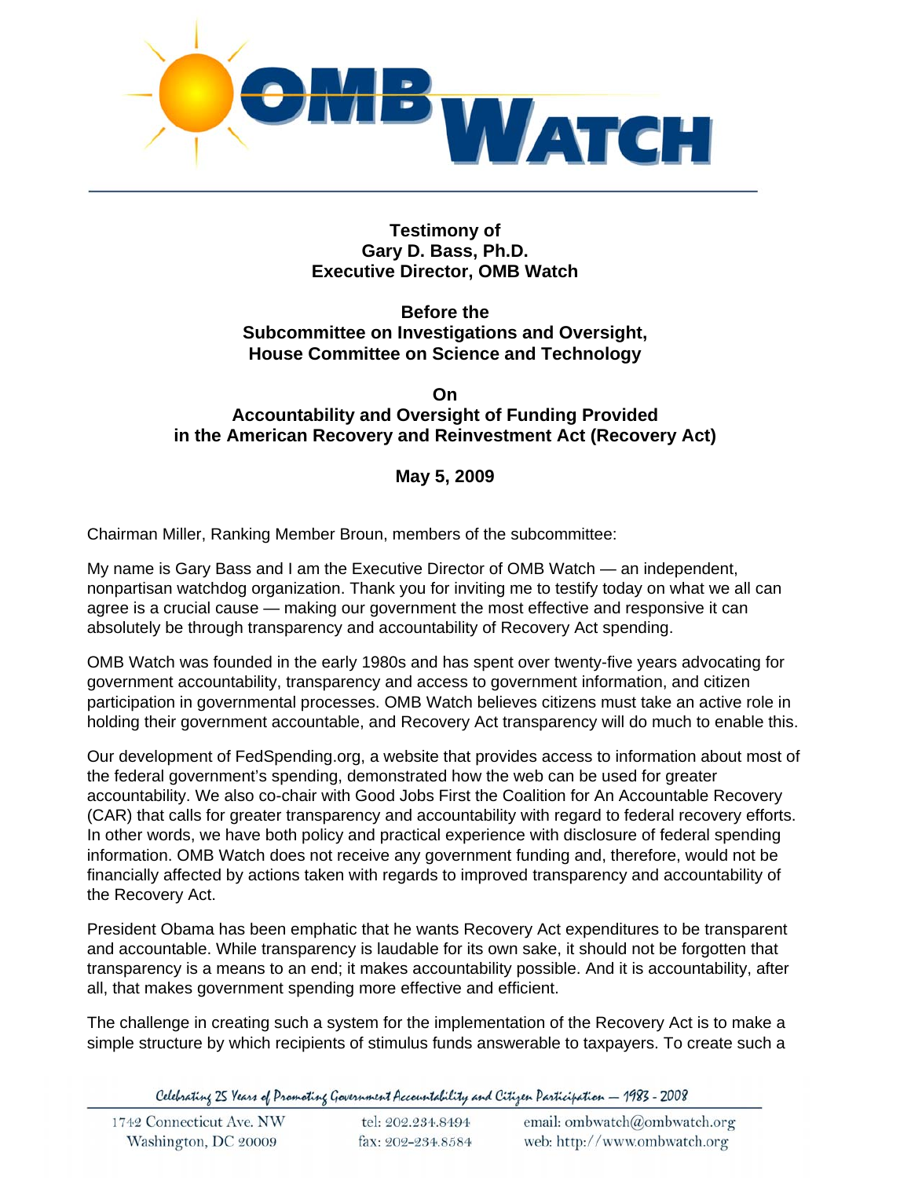# OMB Watch

**Testimony of**
**Gary D. Bass, Ph.D.**
**Executive Director, OMB Watch**

**Before the**
**Subcommittee on Investigations and Oversight,**
**House Committee on Science and Technology**

**On**
**Accountability and Oversight of Funding Provided in the American Recovery and Reinvestment Act (Recovery Act)**

**May 5, 2009**

Chairman Miller, Ranking Member Broun, members of the subcommittee:

My name is Gary Bass and I am the Executive Director of OMB Watch — an independent, nonpartisan watchdog organization. Thank you for inviting me to testify today on what we all can agree is a crucial cause — making our government the most effective and responsive it can absolutely be through transparency and accountability of Recovery Act spending.

OMB Watch was founded in the early 1980s and has spent over twenty-five years advocating for government accountability, transparency and access to government information, and citizen participation in governmental processes. OMB Watch believes citizens must take an active role in holding their government accountable, and Recovery Act transparency will do much to enable this.

Our development of FedSpending.org, a website that provides access to information about most of the federal government's spending, demonstrated how the web can be used for greater accountability. We also co-chair with Good Jobs First the Coalition for An Accountable Recovery (CAR) that calls for greater transparency and accountability with regard to federal recovery efforts. In other words, we have both policy and practical experience with disclosure of federal spending information. OMB Watch does not receive any government funding and, therefore, would not be financially affected by actions taken with regards to improved transparency and accountability of the Recovery Act.

President Obama has been emphatic that he wants Recovery Act expenditures to be transparent and accountable. While transparency is laudable for its own sake, it should not be forgotten that transparency is a means to an end; it makes accountability possible. And it is accountability, after all, that makes government spending more effective and efficient.

The challenge in creating such a system for the implementation of the Recovery Act is to make a simple structure by which recipients of stimulus funds answerable to taxpayers. To create such a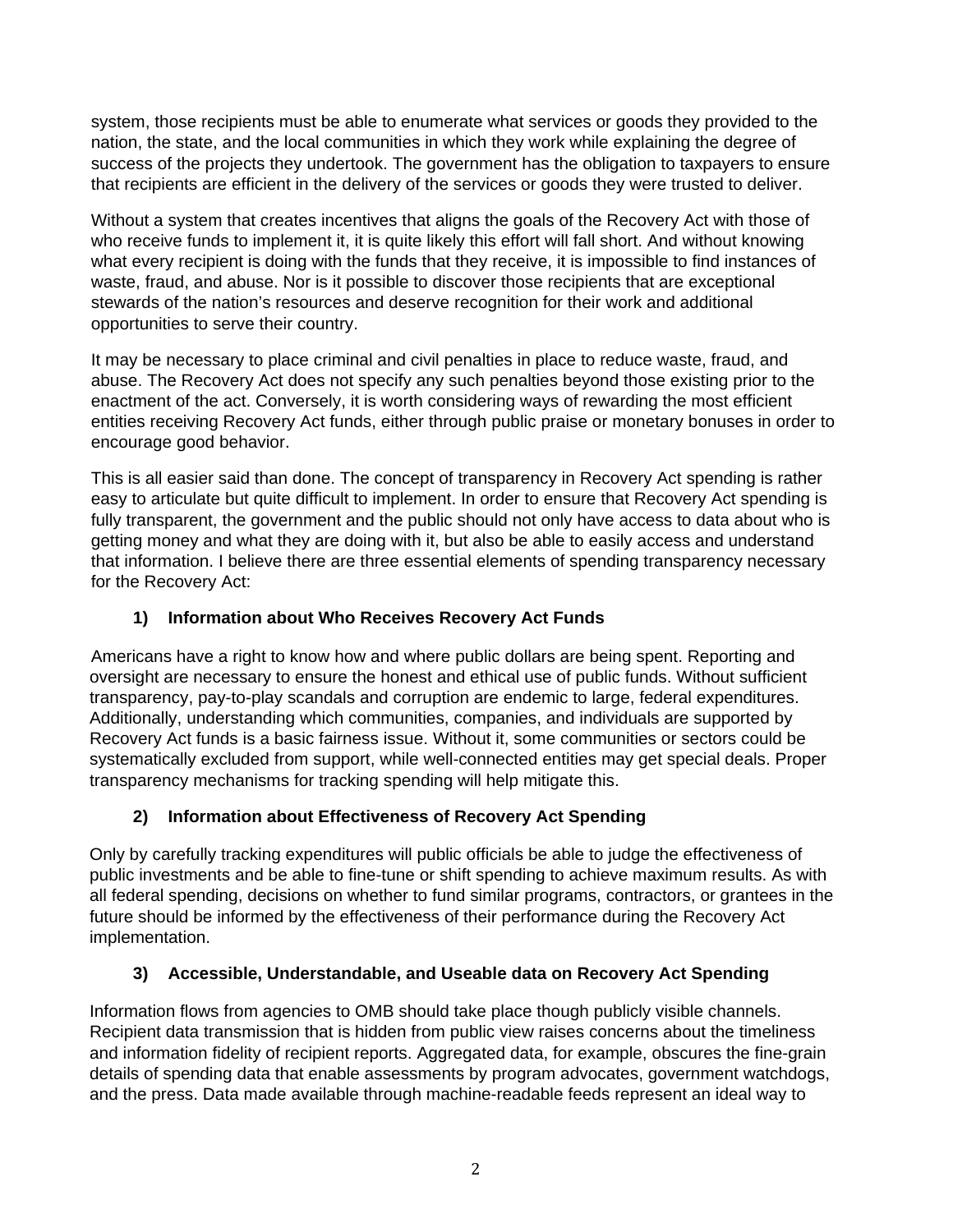system, those recipients must be able to enumerate what services or goods they provided to the nation, the state, and the local communities in which they work while explaining the degree of success of the projects they undertook. The government has the obligation to taxpayers to ensure that recipients are efficient in the delivery of the services or goods they were trusted to deliver.

Without a system that creates incentives that aligns the goals of the Recovery Act with those of who receive funds to implement it, it is quite likely this effort will fall short. And without knowing what every recipient is doing with the funds that they receive, it is impossible to find instances of waste, fraud, and abuse. Nor is it possible to discover those recipients that are exceptional stewards of the nation's resources and deserve recognition for their work and additional opportunities to serve their country.

It may be necessary to place criminal and civil penalties in place to reduce waste, fraud, and abuse. The Recovery Act does not specify any such penalties beyond those existing prior to the enactment of the act. Conversely, it is worth considering ways of rewarding the most efficient entities receiving Recovery Act funds, either through public praise or monetary bonuses in order to encourage good behavior.

This is all easier said than done. The concept of transparency in Recovery Act spending is rather easy to articulate but quite difficult to implement. In order to ensure that Recovery Act spending is fully transparent, the government and the public should not only have access to data about who is getting money and what they are doing with it, but also be able to easily access and understand that information. I believe there are three essential elements of spending transparency necessary for the Recovery Act:

### 1) Information about Who Receives Recovery Act Funds

Americans have a right to know how and where public dollars are being spent. Reporting and oversight are necessary to ensure the honest and ethical use of public funds. Without sufficient transparency, pay-to-play scandals and corruption are endemic to large, federal expenditures. Additionally, understanding which communities, companies, and individuals are supported by Recovery Act funds is a basic fairness issue. Without it, some communities or sectors could be systematically excluded from support, while well-connected entities may get special deals. Proper transparency mechanisms for tracking spending will help mitigate this.

### 2) Information about Effectiveness of Recovery Act Spending

Only by carefully tracking expenditures will public officials be able to judge the effectiveness of public investments and be able to fine-tune or shift spending to achieve maximum results. As with all federal spending, decisions on whether to fund similar programs, contractors, or grantees in the future should be informed by the effectiveness of their performance during the Recovery Act implementation.

### 3) Accessible, Understandable, and Useable data on Recovery Act Spending

Information flows from agencies to OMB should take place though publicly visible channels. Recipient data transmission that is hidden from public view raises concerns about the timeliness and information fidelity of recipient reports. Aggregated data, for example, obscures the fine-grain details of spending data that enable assessments by program advocates, government watchdogs, and the press. Data made available through machine-readable feeds represent an ideal way to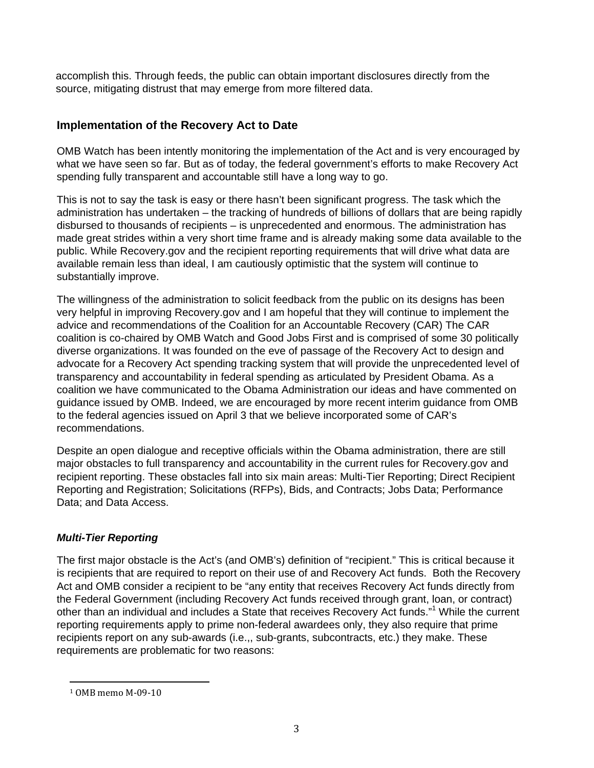accomplish this. Through feeds, the public can obtain important disclosures directly from the source, mitigating distrust that may emerge from more filtered data.

## Implementation of the Recovery Act to Date

OMB Watch has been intently monitoring the implementation of the Act and is very encouraged by what we have seen so far. But as of today, the federal government's efforts to make Recovery Act spending fully transparent and accountable still have a long way to go.

This is not to say the task is easy or there hasn't been significant progress. The task which the administration has undertaken – the tracking of hundreds of billions of dollars that are being rapidly disbursed to thousands of recipients – is unprecedented and enormous. The administration has made great strides within a very short time frame and is already making some data available to the public. While Recovery.gov and the recipient reporting requirements that will drive what data are available remain less than ideal, I am cautiously optimistic that the system will continue to substantially improve.

The willingness of the administration to solicit feedback from the public on its designs has been very helpful in improving Recovery.gov and I am hopeful that they will continue to implement the advice and recommendations of the Coalition for an Accountable Recovery (CAR) The CAR coalition is co-chaired by OMB Watch and Good Jobs First and is comprised of some 30 politically diverse organizations. It was founded on the eve of passage of the Recovery Act to design and advocate for a Recovery Act spending tracking system that will provide the unprecedented level of transparency and accountability in federal spending as articulated by President Obama. As a coalition we have communicated to the Obama Administration our ideas and have commented on guidance issued by OMB. Indeed, we are encouraged by more recent interim guidance from OMB to the federal agencies issued on April 3 that we believe incorporated some of CAR's recommendations.

Despite an open dialogue and receptive officials within the Obama administration, there are still major obstacles to full transparency and accountability in the current rules for Recovery.gov and recipient reporting. These obstacles fall into six main areas: Multi-Tier Reporting; Direct Recipient Reporting and Registration; Solicitations (RFPs), Bids, and Contracts; Jobs Data; Performance Data; and Data Access.

### *Multi-Tier Reporting*

The first major obstacle is the Act's (and OMB's) definition of "recipient." This is critical because it is recipients that are required to report on their use of and Recovery Act funds. Both the Recovery Act and OMB consider a recipient to be "any entity that receives Recovery Act funds directly from the Federal Government (including Recovery Act funds received through grant, loan, or contract) other than an individual and includes a State that receives Recovery Act funds."[1] While the current reporting requirements apply to prime non-federal awardees only, they also require that prime recipients report on any sub-awards (i.e.,, sub-grants, subcontracts, etc.) they make. These requirements are problematic for two reasons:

[1] OMB memo M-09-10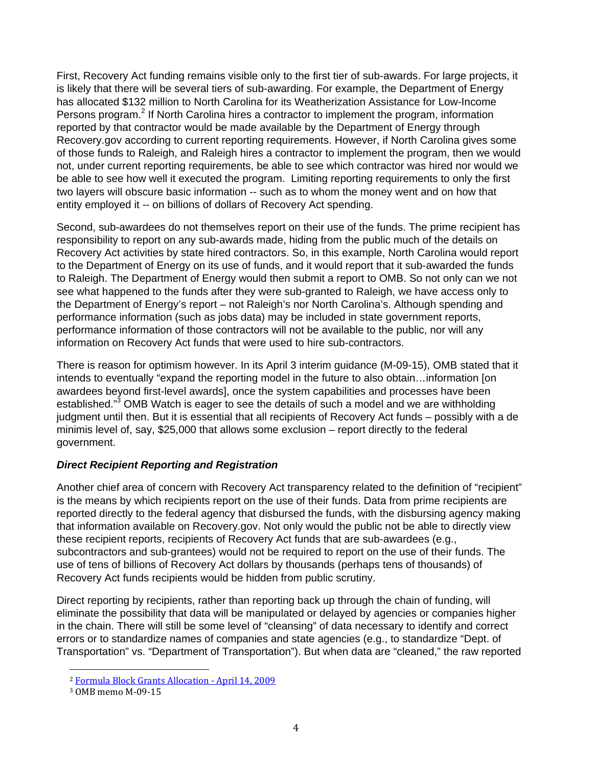First, Recovery Act funding remains visible only to the first tier of sub-awards. For large projects, it is likely that there will be several tiers of sub-awarding. For example, the Department of Energy has allocated $132 million to North Carolina for its Weatherization Assistance for Low-Income Persons program.[2] If North Carolina hires a contractor to implement the program, information reported by that contractor would be made available by the Department of Energy through Recovery.gov according to current reporting requirements. However, if North Carolina gives some of those funds to Raleigh, and Raleigh hires a contractor to implement the program, then we would not, under current reporting requirements, be able to see which contractor was hired nor would we be able to see how well it executed the program. Limiting reporting requirements to only the first two layers will obscure basic information -- such as to whom the money went and on how that entity employed it -- on billions of dollars of Recovery Act spending.

Second, sub-awardees do not themselves report on their use of the funds. The prime recipient has responsibility to report on any sub-awards made, hiding from the public much of the details on Recovery Act activities by state hired contractors. So, in this example, North Carolina would report to the Department of Energy on its use of funds, and it would report that it sub-awarded the funds to Raleigh. The Department of Energy would then submit a report to OMB. So not only can we not see what happened to the funds after they were sub-granted to Raleigh, we have access only to the Department of Energy's report – not Raleigh's nor North Carolina's. Although spending and performance information (such as jobs data) may be included in state government reports, performance information of those contractors will not be available to the public, nor will any information on Recovery Act funds that were used to hire sub-contractors.

There is reason for optimism however. In its April 3 interim guidance (M-09-15), OMB stated that it intends to eventually "expand the reporting model in the future to also obtain…information [on awardees beyond first-level awards], once the system capabilities and processes have been established."[3] OMB Watch is eager to see the details of such a model and we are withholding judgment until then. But it is essential that all recipients of Recovery Act funds – possibly with a de minimis level of, say, $25,000 that allows some exclusion – report directly to the federal government.

### *Direct Recipient Reporting and Registration*

Another chief area of concern with Recovery Act transparency related to the definition of "recipient" is the means by which recipients report on the use of their funds. Data from prime recipients are reported directly to the federal agency that disbursed the funds, with the disbursing agency making that information available on Recovery.gov. Not only would the public not be able to directly view these recipient reports, recipients of Recovery Act funds that are sub-awardees (e.g., subcontractors and sub-grantees) would not be required to report on the use of their funds. The use of tens of billions of Recovery Act dollars by thousands (perhaps tens of thousands) of Recovery Act funds recipients would be hidden from public scrutiny.

Direct reporting by recipients, rather than reporting back up through the chain of funding, will eliminate the possibility that data will be manipulated or delayed by agencies or companies higher in the chain. There will still be some level of "cleansing" of data necessary to identify and correct errors or to standardize names of companies and state agencies (e.g., to standardize "Dept. of Transportation" vs. "Department of Transportation"). But when data are "cleaned," the raw reported

---

[2] Formula Block Grants Allocation - April 14, 2009

[3] OMB memo M-09-15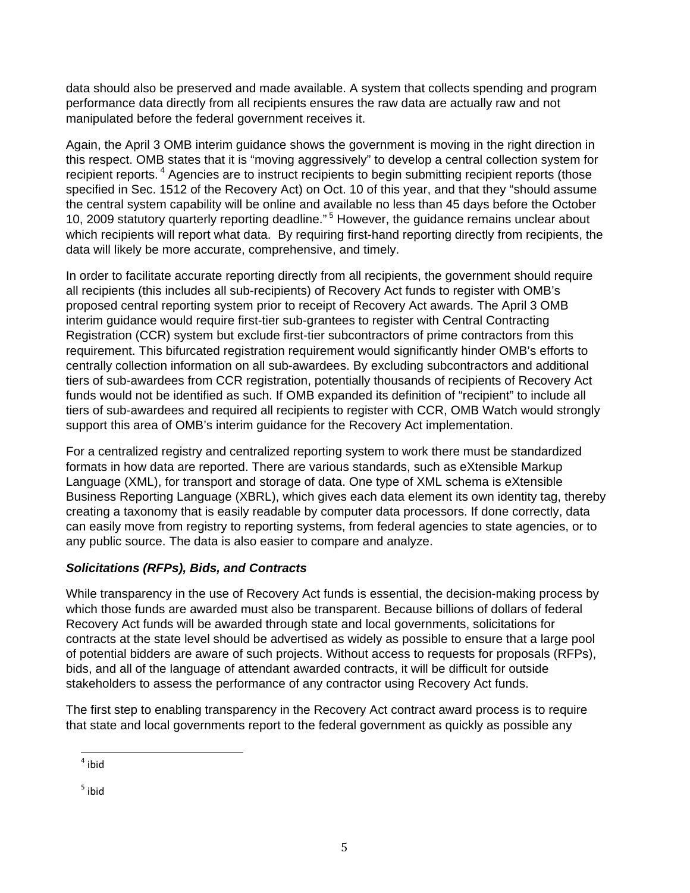data should also be preserved and made available. A system that collects spending and program performance data directly from all recipients ensures the raw data are actually raw and not manipulated before the federal government receives it.

Again, the April 3 OMB interim guidance shows the government is moving in the right direction in this respect. OMB states that it is "moving aggressively" to develop a central collection system for recipient reports.[4] Agencies are to instruct recipients to begin submitting recipient reports (those specified in Sec. 1512 of the Recovery Act) on Oct. 10 of this year, and that they "should assume the central system capability will be online and available no less than 45 days before the October 10, 2009 statutory quarterly reporting deadline."[5] However, the guidance remains unclear about which recipients will report what data. By requiring first-hand reporting directly from recipients, the data will likely be more accurate, comprehensive, and timely.

In order to facilitate accurate reporting directly from all recipients, the government should require all recipients (this includes all sub-recipients) of Recovery Act funds to register with OMB's proposed central reporting system prior to receipt of Recovery Act awards. The April 3 OMB interim guidance would require first-tier sub-grantees to register with Central Contracting Registration (CCR) system but exclude first-tier subcontractors of prime contractors from this requirement. This bifurcated registration requirement would significantly hinder OMB's efforts to centrally collection information on all sub-awardees. By excluding subcontractors and additional tiers of sub-awardees from CCR registration, potentially thousands of recipients of Recovery Act funds would not be identified as such. If OMB expanded its definition of "recipient" to include all tiers of sub-awardees and required all recipients to register with CCR, OMB Watch would strongly support this area of OMB's interim guidance for the Recovery Act implementation.

For a centralized registry and centralized reporting system to work there must be standardized formats in how data are reported. There are various standards, such as eXtensible Markup Language (XML), for transport and storage of data. One type of XML schema is eXtensible Business Reporting Language (XBRL), which gives each data element its own identity tag, thereby creating a taxonomy that is easily readable by computer data processors. If done correctly, data can easily move from registry to reporting systems, from federal agencies to state agencies, or to any public source. The data is also easier to compare and analyze.

***Solicitations (RFPs), Bids, and Contracts***

While transparency in the use of Recovery Act funds is essential, the decision-making process by which those funds are awarded must also be transparent. Because billions of dollars of federal Recovery Act funds will be awarded through state and local governments, solicitations for contracts at the state level should be advertised as widely as possible to ensure that a large pool of potential bidders are aware of such projects. Without access to requests for proposals (RFPs), bids, and all of the language of attendant awarded contracts, it will be difficult for outside stakeholders to assess the performance of any contractor using Recovery Act funds.

The first step to enabling transparency in the Recovery Act contract award process is to require that state and local governments report to the federal government as quickly as possible any

[4] ibid

[5] ibid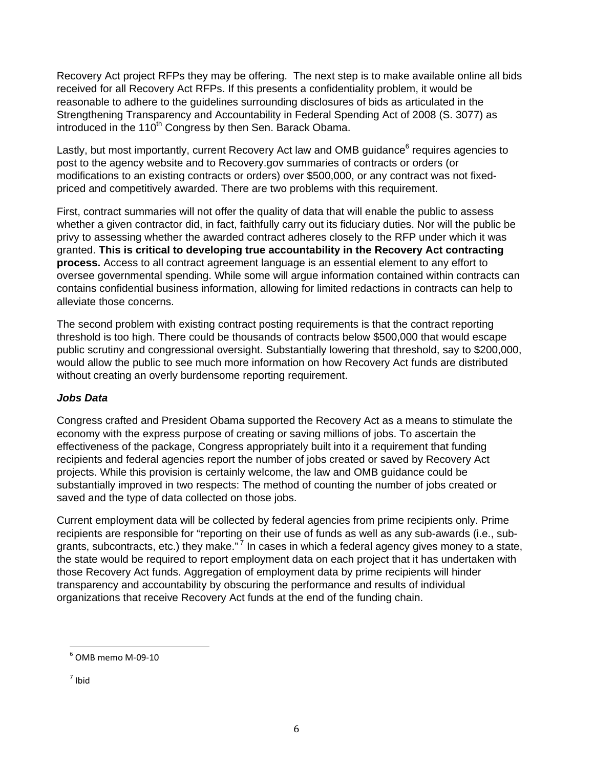Recovery Act project RFPs they may be offering. The next step is to make available online all bids received for all Recovery Act RFPs. If this presents a confidentiality problem, it would be reasonable to adhere to the guidelines surrounding disclosures of bids as articulated in the Strengthening Transparency and Accountability in Federal Spending Act of 2008 (S. 3077) as introduced in the 110th Congress by then Sen. Barack Obama.

Lastly, but most importantly, current Recovery Act law and OMB guidance[6] requires agencies to post to the agency website and to Recovery.gov summaries of contracts or orders (or modifications to an existing contracts or orders) over $500,000, or any contract was not fixed-priced and competitively awarded. There are two problems with this requirement.

First, contract summaries will not offer the quality of data that will enable the public to assess whether a given contractor did, in fact, faithfully carry out its fiduciary duties. Nor will the public be privy to assessing whether the awarded contract adheres closely to the RFP under which it was granted. **This is critical to developing true accountability in the Recovery Act contracting process.** Access to all contract agreement language is an essential element to any effort to oversee governmental spending. While some will argue information contained within contracts can contains confidential business information, allowing for limited redactions in contracts can help to alleviate those concerns.

The second problem with existing contract posting requirements is that the contract reporting threshold is too high. There could be thousands of contracts below $500,000 that would escape public scrutiny and congressional oversight. Substantially lowering that threshold, say to $200,000, would allow the public to see much more information on how Recovery Act funds are distributed without creating an overly burdensome reporting requirement.

### *Jobs Data*

Congress crafted and President Obama supported the Recovery Act as a means to stimulate the economy with the express purpose of creating or saving millions of jobs. To ascertain the effectiveness of the package, Congress appropriately built into it a requirement that funding recipients and federal agencies report the number of jobs created or saved by Recovery Act projects. While this provision is certainly welcome, the law and OMB guidance could be substantially improved in two respects: The method of counting the number of jobs created or saved and the type of data collected on those jobs.

Current employment data will be collected by federal agencies from prime recipients only. Prime recipients are responsible for "reporting on their use of funds as well as any sub-awards (i.e., sub-grants, subcontracts, etc.) they make." [7] In cases in which a federal agency gives money to a state, the state would be required to report employment data on each project that it has undertaken with those Recovery Act funds. Aggregation of employment data by prime recipients will hinder transparency and accountability by obscuring the performance and results of individual organizations that receive Recovery Act funds at the end of the funding chain.

---

[6] OMB memo M-09-10

[7] Ibid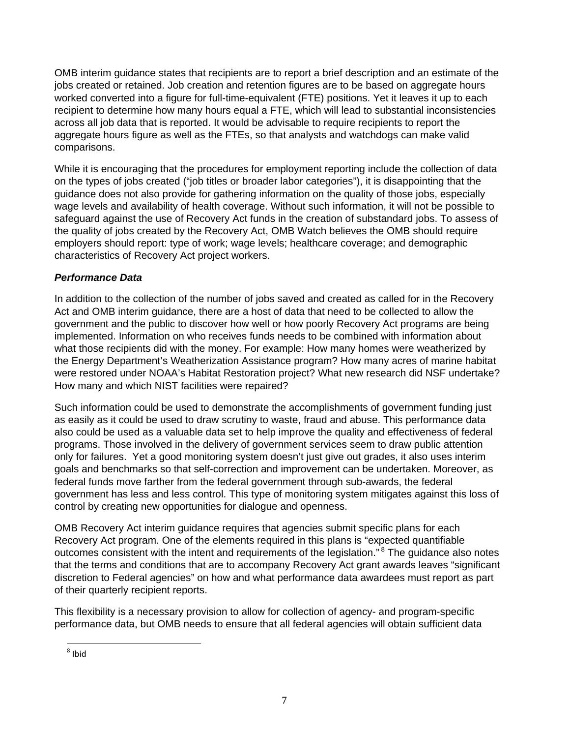OMB interim guidance states that recipients are to report a brief description and an estimate of the jobs created or retained. Job creation and retention figures are to be based on aggregate hours worked converted into a figure for full-time-equivalent (FTE) positions. Yet it leaves it up to each recipient to determine how many hours equal a FTE, which will lead to substantial inconsistencies across all job data that is reported. It would be advisable to require recipients to report the aggregate hours figure as well as the FTEs, so that analysts and watchdogs can make valid comparisons.

While it is encouraging that the procedures for employment reporting include the collection of data on the types of jobs created ("job titles or broader labor categories"), it is disappointing that the guidance does not also provide for gathering information on the quality of those jobs, especially wage levels and availability of health coverage. Without such information, it will not be possible to safeguard against the use of Recovery Act funds in the creation of substandard jobs. To assess of the quality of jobs created by the Recovery Act, OMB Watch believes the OMB should require employers should report: type of work; wage levels; healthcare coverage; and demographic characteristics of Recovery Act project workers.

### *Performance Data*

In addition to the collection of the number of jobs saved and created as called for in the Recovery Act and OMB interim guidance, there are a host of data that need to be collected to allow the government and the public to discover how well or how poorly Recovery Act programs are being implemented. Information on who receives funds needs to be combined with information about what those recipients did with the money. For example: How many homes were weatherized by the Energy Department's Weatherization Assistance program? How many acres of marine habitat were restored under NOAA's Habitat Restoration project? What new research did NSF undertake? How many and which NIST facilities were repaired?

Such information could be used to demonstrate the accomplishments of government funding just as easily as it could be used to draw scrutiny to waste, fraud and abuse. This performance data also could be used as a valuable data set to help improve the quality and effectiveness of federal programs. Those involved in the delivery of government services seem to draw public attention only for failures. Yet a good monitoring system doesn't just give out grades, it also uses interim goals and benchmarks so that self-correction and improvement can be undertaken. Moreover, as federal funds move farther from the federal government through sub-awards, the federal government has less and less control. This type of monitoring system mitigates against this loss of control by creating new opportunities for dialogue and openness.

OMB Recovery Act interim guidance requires that agencies submit specific plans for each Recovery Act program. One of the elements required in this plans is "expected quantifiable outcomes consistent with the intent and requirements of the legislation." [8] The guidance also notes that the terms and conditions that are to accompany Recovery Act grant awards leaves "significant discretion to Federal agencies" on how and what performance data awardees must report as part of their quarterly recipient reports.

This flexibility is a necessary provision to allow for collection of agency- and program-specific performance data, but OMB needs to ensure that all federal agencies will obtain sufficient data

[8] Ibid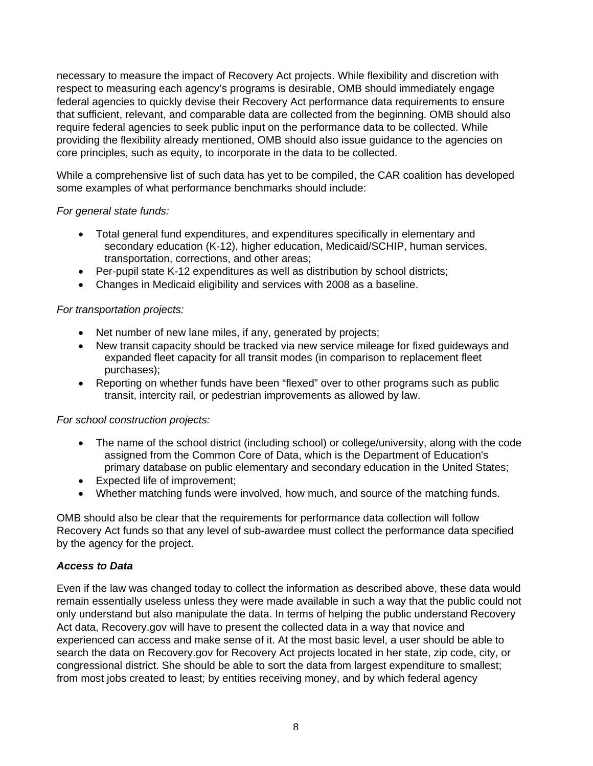necessary to measure the impact of Recovery Act projects. While flexibility and discretion with respect to measuring each agency's programs is desirable, OMB should immediately engage federal agencies to quickly devise their Recovery Act performance data requirements to ensure that sufficient, relevant, and comparable data are collected from the beginning. OMB should also require federal agencies to seek public input on the performance data to be collected. While providing the flexibility already mentioned, OMB should also issue guidance to the agencies on core principles, such as equity, to incorporate in the data to be collected.

While a comprehensive list of such data has yet to be compiled, the CAR coalition has developed some examples of what performance benchmarks should include:

*For general state funds:*

- Total general fund expenditures, and expenditures specifically in elementary and secondary education (K-12), higher education, Medicaid/SCHIP, human services, transportation, corrections, and other areas;
- Per-pupil state K-12 expenditures as well as distribution by school districts;
- Changes in Medicaid eligibility and services with 2008 as a baseline.

*For transportation projects:*

- Net number of new lane miles, if any, generated by projects;
- New transit capacity should be tracked via new service mileage for fixed guideways and expanded fleet capacity for all transit modes (in comparison to replacement fleet purchases);
- Reporting on whether funds have been "flexed" over to other programs such as public transit, intercity rail, or pedestrian improvements as allowed by law.

*For school construction projects:*

- The name of the school district (including school) or college/university, along with the code assigned from the Common Core of Data, which is the Department of Education's primary database on public elementary and secondary education in the United States;
- Expected life of improvement;
- Whether matching funds were involved, how much, and source of the matching funds.

OMB should also be clear that the requirements for performance data collection will follow Recovery Act funds so that any level of sub-awardee must collect the performance data specified by the agency for the project.

### ***Access to Data***

Even if the law was changed today to collect the information as described above, these data would remain essentially useless unless they were made available in such a way that the public could not only understand but also manipulate the data. In terms of helping the public understand Recovery Act data, Recovery.gov will have to present the collected data in a way that novice and experienced can access and make sense of it. At the most basic level, a user should be able to search the data on Recovery.gov for Recovery Act projects located in her state, zip code, city, or congressional district. She should be able to sort the data from largest expenditure to smallest; from most jobs created to least; by entities receiving money, and by which federal agency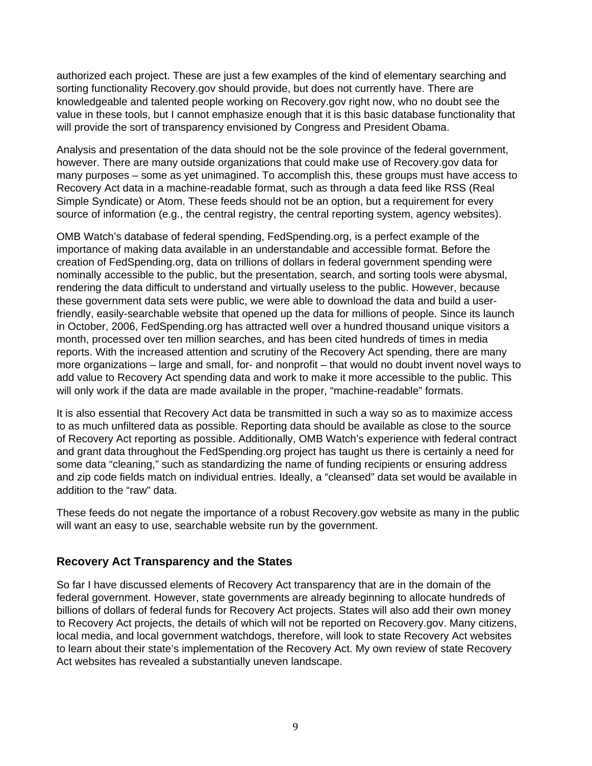authorized each project. These are just a few examples of the kind of elementary searching and sorting functionality Recovery.gov should provide, but does not currently have. There are knowledgeable and talented people working on Recovery.gov right now, who no doubt see the value in these tools, but I cannot emphasize enough that it is this basic database functionality that will provide the sort of transparency envisioned by Congress and President Obama.

Analysis and presentation of the data should not be the sole province of the federal government, however. There are many outside organizations that could make use of Recovery.gov data for many purposes – some as yet unimagined. To accomplish this, these groups must have access to Recovery Act data in a machine-readable format, such as through a data feed like RSS (Real Simple Syndicate) or Atom. These feeds should not be an option, but a requirement for every source of information (e.g., the central registry, the central reporting system, agency websites).

OMB Watch's database of federal spending, FedSpending.org, is a perfect example of the importance of making data available in an understandable and accessible format. Before the creation of FedSpending.org, data on trillions of dollars in federal government spending were nominally accessible to the public, but the presentation, search, and sorting tools were abysmal, rendering the data difficult to understand and virtually useless to the public. However, because these government data sets were public, we were able to download the data and build a user-friendly, easily-searchable website that opened up the data for millions of people. Since its launch in October, 2006, FedSpending.org has attracted well over a hundred thousand unique visitors a month, processed over ten million searches, and has been cited hundreds of times in media reports. With the increased attention and scrutiny of the Recovery Act spending, there are many more organizations – large and small, for- and nonprofit – that would no doubt invent novel ways to add value to Recovery Act spending data and work to make it more accessible to the public. This will only work if the data are made available in the proper, "machine-readable" formats.

It is also essential that Recovery Act data be transmitted in such a way so as to maximize access to as much unfiltered data as possible. Reporting data should be available as close to the source of Recovery Act reporting as possible. Additionally, OMB Watch's experience with federal contract and grant data throughout the FedSpending.org project has taught us there is certainly a need for some data "cleaning," such as standardizing the name of funding recipients or ensuring address and zip code fields match on individual entries. Ideally, a "cleansed" data set would be available in addition to the "raw" data.

These feeds do not negate the importance of a robust Recovery.gov website as many in the public will want an easy to use, searchable website run by the government.

## Recovery Act Transparency and the States

So far I have discussed elements of Recovery Act transparency that are in the domain of the federal government. However, state governments are already beginning to allocate hundreds of billions of dollars of federal funds for Recovery Act projects. States will also add their own money to Recovery Act projects, the details of which will not be reported on Recovery.gov. Many citizens, local media, and local government watchdogs, therefore, will look to state Recovery Act websites to learn about their state's implementation of the Recovery Act. My own review of state Recovery Act websites has revealed a substantially uneven landscape.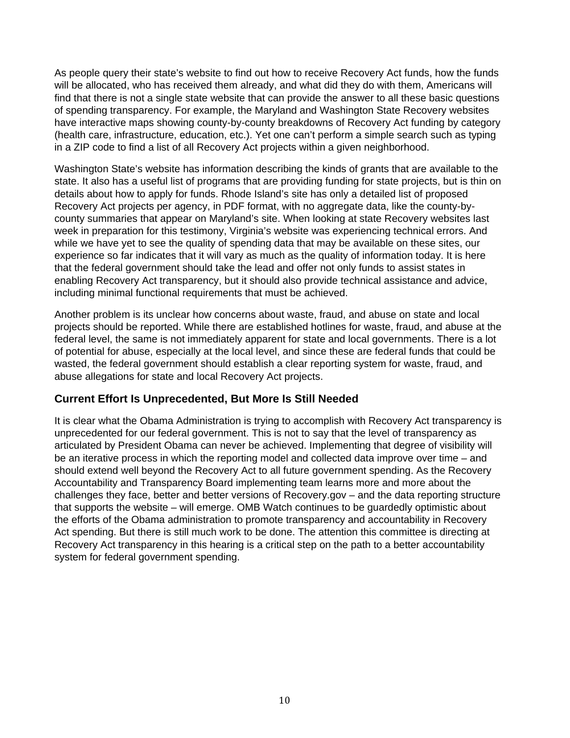As people query their state's website to find out how to receive Recovery Act funds, how the funds will be allocated, who has received them already, and what did they do with them, Americans will find that there is not a single state website that can provide the answer to all these basic questions of spending transparency. For example, the Maryland and Washington State Recovery websites have interactive maps showing county-by-county breakdowns of Recovery Act funding by category (health care, infrastructure, education, etc.). Yet one can't perform a simple search such as typing in a ZIP code to find a list of all Recovery Act projects within a given neighborhood.

Washington State's website has information describing the kinds of grants that are available to the state. It also has a useful list of programs that are providing funding for state projects, but is thin on details about how to apply for funds. Rhode Island's site has only a detailed list of proposed Recovery Act projects per agency, in PDF format, with no aggregate data, like the county-by-county summaries that appear on Maryland's site. When looking at state Recovery websites last week in preparation for this testimony, Virginia's website was experiencing technical errors. And while we have yet to see the quality of spending data that may be available on these sites, our experience so far indicates that it will vary as much as the quality of information today. It is here that the federal government should take the lead and offer not only funds to assist states in enabling Recovery Act transparency, but it should also provide technical assistance and advice, including minimal functional requirements that must be achieved.

Another problem is its unclear how concerns about waste, fraud, and abuse on state and local projects should be reported. While there are established hotlines for waste, fraud, and abuse at the federal level, the same is not immediately apparent for state and local governments. There is a lot of potential for abuse, especially at the local level, and since these are federal funds that could be wasted, the federal government should establish a clear reporting system for waste, fraud, and abuse allegations for state and local Recovery Act projects.

### Current Effort Is Unprecedented, But More Is Still Needed

It is clear what the Obama Administration is trying to accomplish with Recovery Act transparency is unprecedented for our federal government. This is not to say that the level of transparency as articulated by President Obama can never be achieved. Implementing that degree of visibility will be an iterative process in which the reporting model and collected data improve over time – and should extend well beyond the Recovery Act to all future government spending. As the Recovery Accountability and Transparency Board implementing team learns more and more about the challenges they face, better and better versions of Recovery.gov – and the data reporting structure that supports the website – will emerge. OMB Watch continues to be guardedly optimistic about the efforts of the Obama administration to promote transparency and accountability in Recovery Act spending. But there is still much work to be done. The attention this committee is directing at Recovery Act transparency in this hearing is a critical step on the path to a better accountability system for federal government spending.